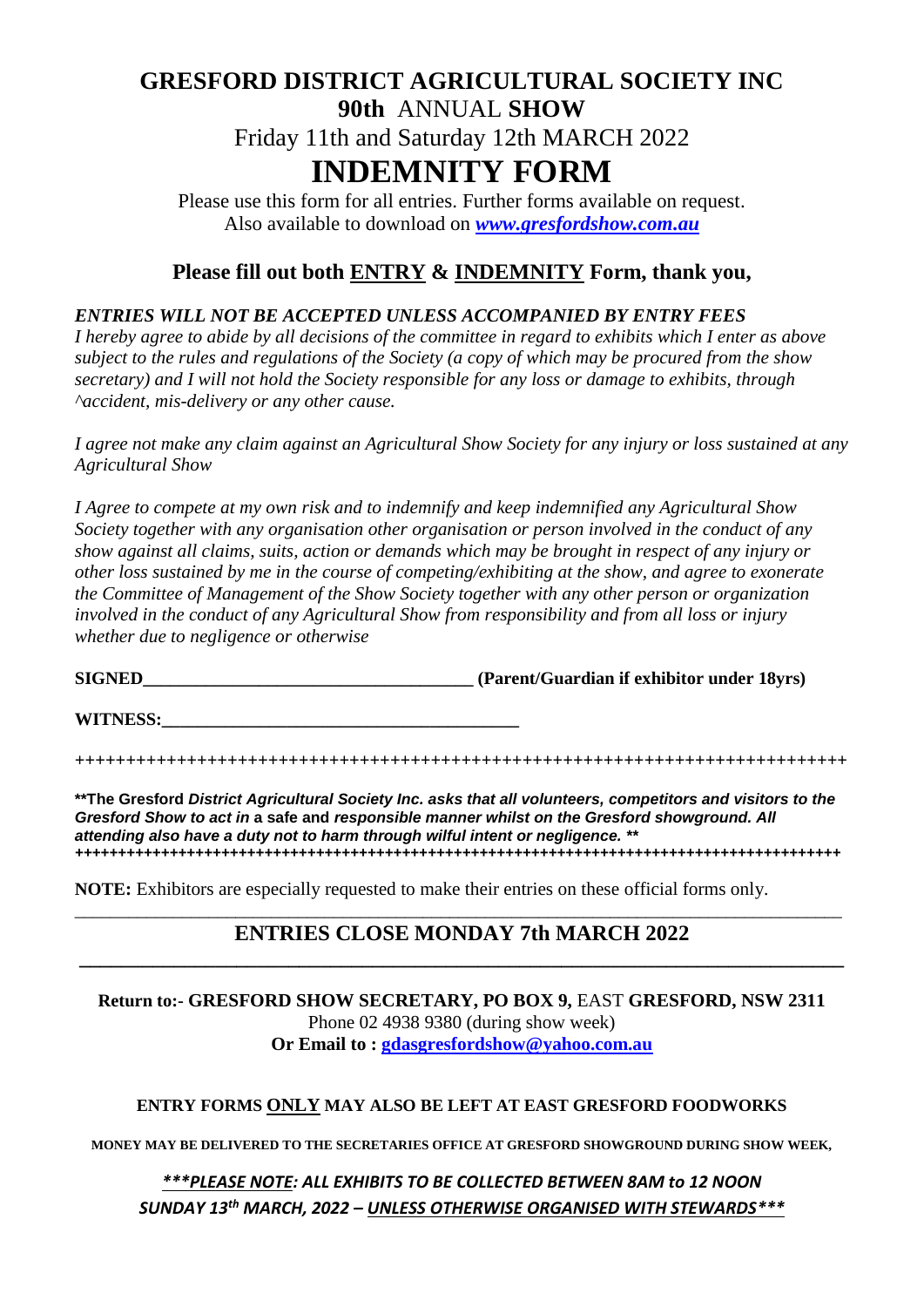# GRESFORD DISTRICT AGRICULTURAL SOCIETY INC

## 90th ANNUAL SHOW

Friday 11th and Saturday 12th MARCH 2022

# INDEMNITY FORM

Please use this form for all entries. Further forms available on request.
Also available to download on ***www.gresfordshow.com.au***

### Please fill out both ENTRY & INDEMNITY Form, thank you,

***ENTRIES WILL NOT BE ACCEPTED UNLESS ACCOMPANIED BY ENTRY FEES***

*I hereby agree to abide by all decisions of the committee in regard to exhibits which I enter as above subject to the rules and regulations of the Society (a copy of which may be procured from the show secretary) and I will not hold the Society responsible for any loss or damage to exhibits, through ^accident, mis-delivery or any other cause.*

*I agree not make any claim against an Agricultural Show Society for any injury or loss sustained at any Agricultural Show*

*I Agree to compete at my own risk and to indemnify and keep indemnified any Agricultural Show Society together with any organisation other organisation or person involved in the conduct of any show against all claims, suits, action or demands which may be brought in respect of any injury or other loss sustained by me in the course of competing/exhibiting at the show, and agree to exonerate the Committee of Management of the Show Society together with any other person or organization involved in the conduct of any Agricultural Show from responsibility and from all loss or injury whether due to negligence or otherwise*

**SIGNED_____________________________________ (Parent/Guardian if exhibitor under 18yrs)**

**WITNESS:_______________________________________**

++++++++++++++++++++++++++++++++++++++++++++++++++++++++++++++++++++++++++++

**\*\*The Gresford *District Agricultural Society Inc. asks that all volunteers, competitors and visitors to the Gresford Show to act in* a safe and *responsible manner whilst on the Gresford showground. All attending also have a duty not to harm through wilful intent or negligence. \*\****

++++++++++++++++++++++++++++++++++++++++++++++++++++++++++++++++++++++++++++++++++++++++++++

**NOTE:** Exhibitors are especially requested to make their entries on these official forms only.

---

### ENTRIES CLOSE MONDAY 7th MARCH 2022

---

**Return to:- GRESFORD SHOW SECRETARY, PO BOX 9,** EAST **GRESFORD, NSW 2311**
Phone 02 4938 9380 (during show week)
**Or Email to : gdasgresfordshow@yahoo.com.au**

**ENTRY FORMS ONLY MAY ALSO BE LEFT AT EAST GRESFORD FOODWORKS**

**MONEY MAY BE DELIVERED TO THE SECRETARIES OFFICE AT GRESFORD SHOWGROUND DURING SHOW WEEK,**

***\*\*\*PLEASE NOTE: ALL EXHIBITS TO BE COLLECTED BETWEEN 8AM to 12 NOON SUNDAY 13th MARCH, 2022 – UNLESS OTHERWISE ORGANISED WITH STEWARDS\*\*\****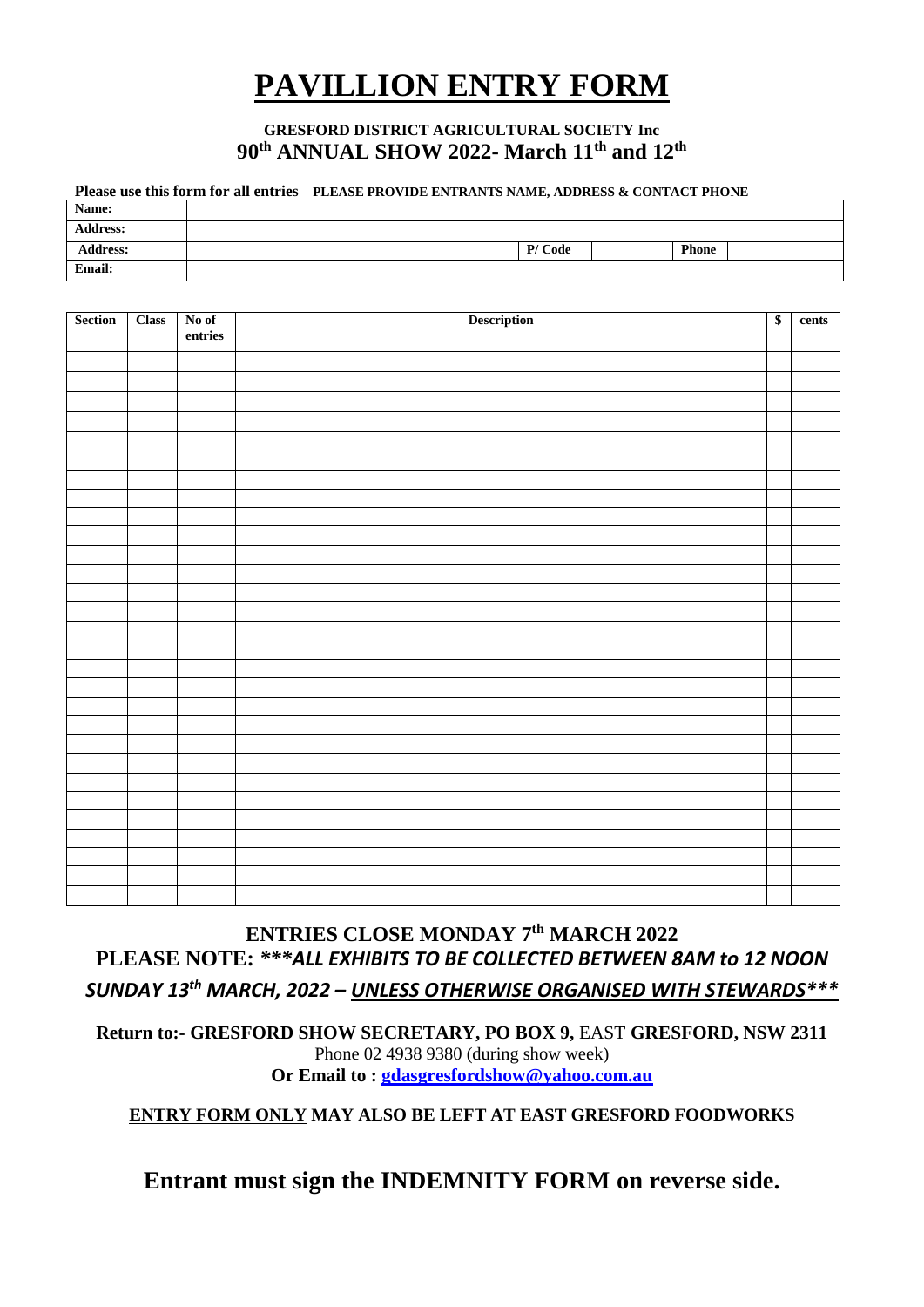# PAVILLION ENTRY FORM

**GRESFORD DISTRICT AGRICULTURAL SOCIETY Inc**
**90th ANNUAL SHOW 2022- March 11th and 12th**

**Please use this form for all entries – PLEASE PROVIDE ENTRANTS NAME, ADDRESS & CONTACT PHONE**

| | | | | | |
|---|---|---|---|---|---|
| **Name:** | | | | | |
| **Address:** | | | | | |
| **Address:** | | **P/ Code** | | **Phone** | |
| **Email:** | | | | | |

| Section | Class | No of entries | Description | $ | cents |
|---|---|---|---|---|---|
| | | | | | |
| | | | | | |
| | | | | | |
| | | | | | |
| | | | | | |
| | | | | | |
| | | | | | |
| | | | | | |
| | | | | | |
| | | | | | |
| | | | | | |
| | | | | | |
| | | | | | |
| | | | | | |
| | | | | | |
| | | | | | |
| | | | | | |
| | | | | | |
| | | | | | |
| | | | | | |
| | | | | | |
| | | | | | |
| | | | | | |
| | | | | | |
| | | | | | |
| | | | | | |
| | | | | | |
| | | | | | |
| | | | | | |

**ENTRIES CLOSE MONDAY 7th MARCH 2022**

**PLEASE NOTE:** ***\*\*\*ALL EXHIBITS TO BE COLLECTED BETWEEN 8AM to 12 NOON SUNDAY 13th MARCH, 2022 – UNLESS OTHERWISE ORGANISED WITH STEWARDS\*\*\****

**Return to:- GRESFORD SHOW SECRETARY, PO BOX 9,** EAST **GRESFORD, NSW 2311**
Phone 02 4938 9380 (during show week)
**Or Email to : gdasgresfordshow@yahoo.com.au**

**ENTRY FORM ONLY MAY ALSO BE LEFT AT EAST GRESFORD FOODWORKS**

## Entrant must sign the INDEMNITY FORM on reverse side.